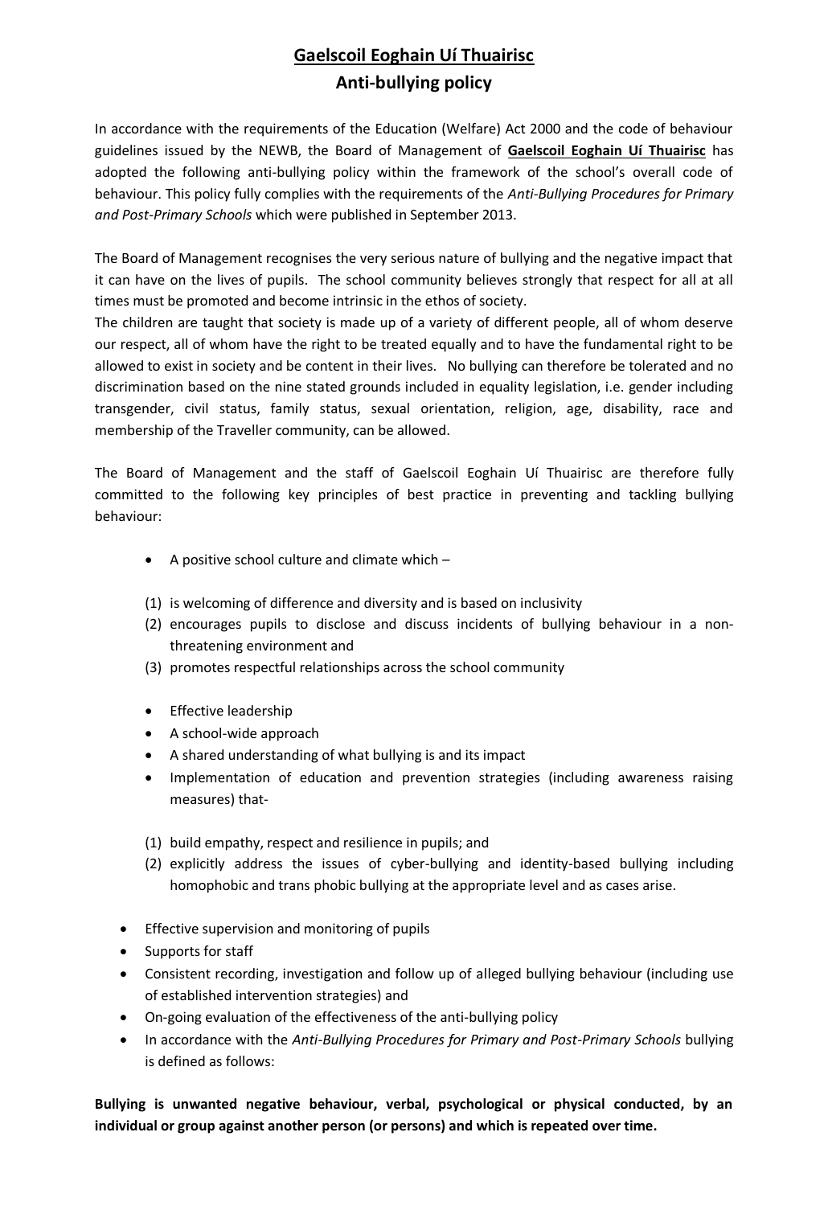# Gaelscoil Eoghain Uí Thuairisc

## Anti-bullying policy

In accordance with the requirements of the Education (Welfare) Act 2000 and the code of behaviour guidelines issued by the NEWB, the Board of Management of **Gaelscoil Eoghain Uí Thuairisc** has adopted the following anti-bullying policy within the framework of the school's overall code of behaviour. This policy fully complies with the requirements of the *Anti-Bullying Procedures for Primary and Post-Primary Schools* which were published in September 2013.

The Board of Management recognises the very serious nature of bullying and the negative impact that it can have on the lives of pupils. The school community believes strongly that respect for all at all times must be promoted and become intrinsic in the ethos of society.
The children are taught that society is made up of a variety of different people, all of whom deserve our respect, all of whom have the right to be treated equally and to have the fundamental right to be allowed to exist in society and be content in their lives. No bullying can therefore be tolerated and no discrimination based on the nine stated grounds included in equality legislation, i.e. gender including transgender, civil status, family status, sexual orientation, religion, age, disability, race and membership of the Traveller community, can be allowed.

The Board of Management and the staff of Gaelscoil Eoghain Uí Thuairisc are therefore fully committed to the following key principles of best practice in preventing and tackling bullying behaviour:

- A positive school culture and climate which –

  (1) is welcoming of difference and diversity and is based on inclusivity
  (2) encourages pupils to disclose and discuss incidents of bullying behaviour in a non-threatening environment and
  (3) promotes respectful relationships across the school community

- Effective leadership
- A school-wide approach
- A shared understanding of what bullying is and its impact
- Implementation of education and prevention strategies (including awareness raising measures) that-

  (1) build empathy, respect and resilience in pupils; and
  (2) explicitly address the issues of cyber-bullying and identity-based bullying including homophobic and trans phobic bullying at the appropriate level and as cases arise.

- Effective supervision and monitoring of pupils
- Supports for staff
- Consistent recording, investigation and follow up of alleged bullying behaviour (including use of established intervention strategies) and
- On-going evaluation of the effectiveness of the anti-bullying policy
- In accordance with the *Anti-Bullying Procedures for Primary and Post-Primary Schools* bullying is defined as follows:

**Bullying is unwanted negative behaviour, verbal, psychological or physical conducted, by an individual or group against another person (or persons) and which is repeated over time.**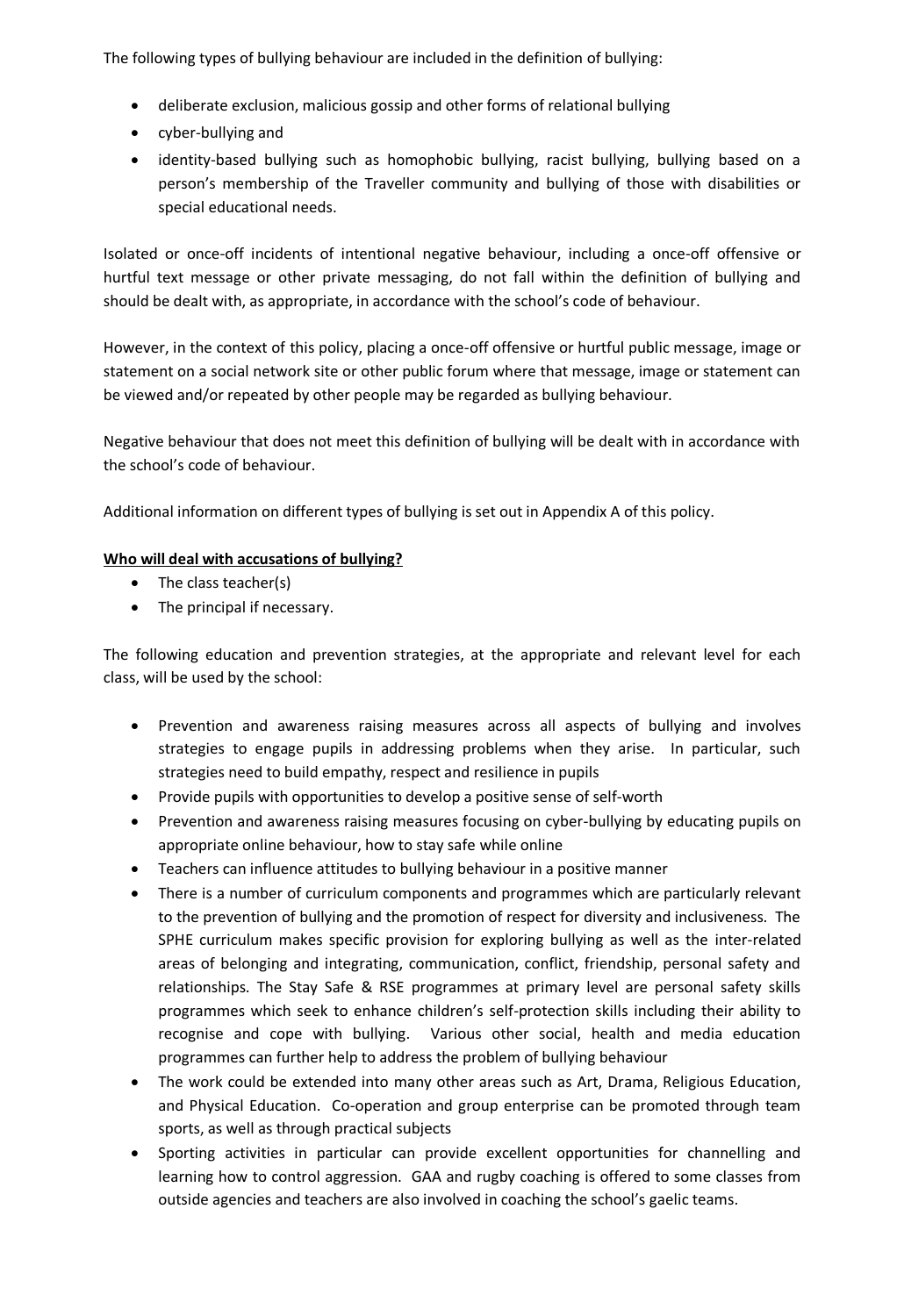The following types of bullying behaviour are included in the definition of bullying:

- deliberate exclusion, malicious gossip and other forms of relational bullying
- cyber-bullying and
- identity-based bullying such as homophobic bullying, racist bullying, bullying based on a person's membership of the Traveller community and bullying of those with disabilities or special educational needs.

Isolated or once-off incidents of intentional negative behaviour, including a once-off offensive or hurtful text message or other private messaging, do not fall within the definition of bullying and should be dealt with, as appropriate, in accordance with the school's code of behaviour.

However, in the context of this policy, placing a once-off offensive or hurtful public message, image or statement on a social network site or other public forum where that message, image or statement can be viewed and/or repeated by other people may be regarded as bullying behaviour.

Negative behaviour that does not meet this definition of bullying will be dealt with in accordance with the school's code of behaviour.

Additional information on different types of bullying is set out in Appendix A of this policy.

**Who will deal with accusations of bullying?**

- The class teacher(s)
- The principal if necessary.

The following education and prevention strategies, at the appropriate and relevant level for each class, will be used by the school:

- Prevention and awareness raising measures across all aspects of bullying and involves strategies to engage pupils in addressing problems when they arise. In particular, such strategies need to build empathy, respect and resilience in pupils
- Provide pupils with opportunities to develop a positive sense of self-worth
- Prevention and awareness raising measures focusing on cyber-bullying by educating pupils on appropriate online behaviour, how to stay safe while online
- Teachers can influence attitudes to bullying behaviour in a positive manner
- There is a number of curriculum components and programmes which are particularly relevant to the prevention of bullying and the promotion of respect for diversity and inclusiveness. The SPHE curriculum makes specific provision for exploring bullying as well as the inter-related areas of belonging and integrating, communication, conflict, friendship, personal safety and relationships. The Stay Safe & RSE programmes at primary level are personal safety skills programmes which seek to enhance children's self-protection skills including their ability to recognise and cope with bullying. Various other social, health and media education programmes can further help to address the problem of bullying behaviour
- The work could be extended into many other areas such as Art, Drama, Religious Education, and Physical Education. Co-operation and group enterprise can be promoted through team sports, as well as through practical subjects
- Sporting activities in particular can provide excellent opportunities for channelling and learning how to control aggression. GAA and rugby coaching is offered to some classes from outside agencies and teachers are also involved in coaching the school's gaelic teams.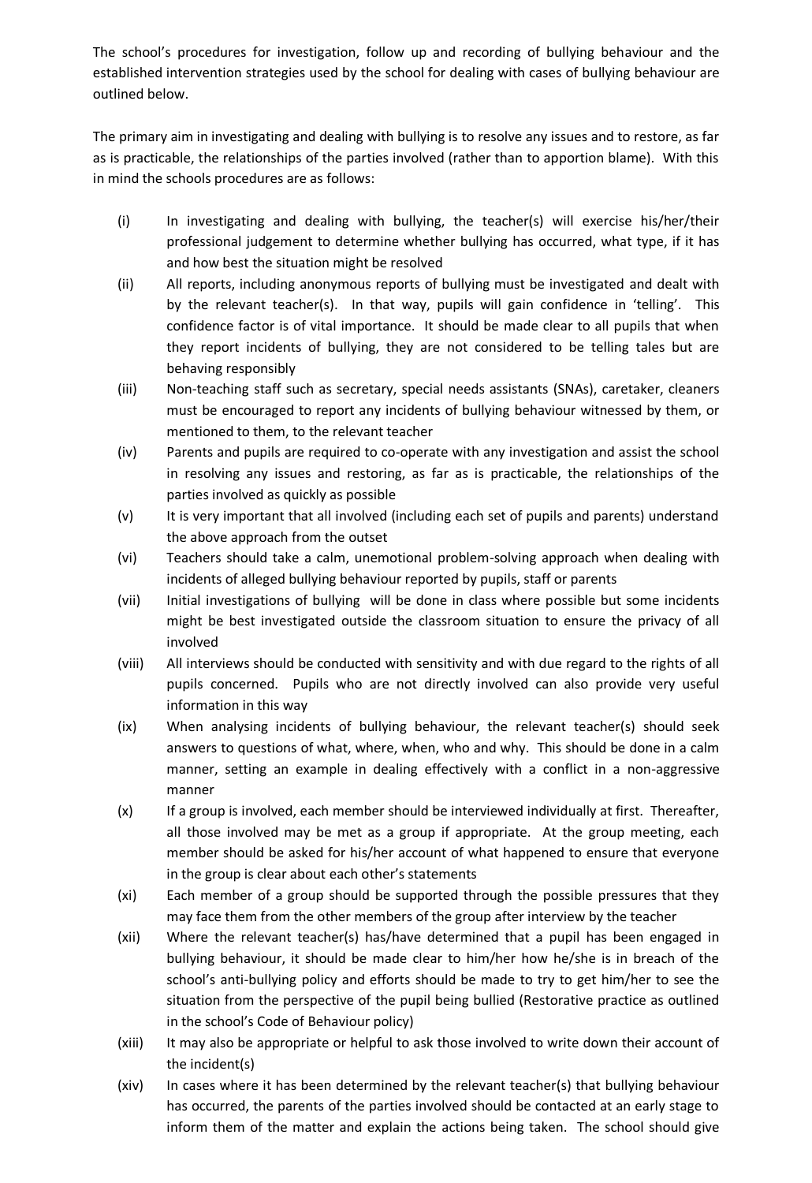The school's procedures for investigation, follow up and recording of bullying behaviour and the established intervention strategies used by the school for dealing with cases of bullying behaviour are outlined below.

The primary aim in investigating and dealing with bullying is to resolve any issues and to restore, as far as is practicable, the relationships of the parties involved (rather than to apportion blame). With this in mind the schools procedures are as follows:

(i) In investigating and dealing with bullying, the teacher(s) will exercise his/her/their professional judgement to determine whether bullying has occurred, what type, if it has and how best the situation might be resolved

(ii) All reports, including anonymous reports of bullying must be investigated and dealt with by the relevant teacher(s). In that way, pupils will gain confidence in 'telling'. This confidence factor is of vital importance. It should be made clear to all pupils that when they report incidents of bullying, they are not considered to be telling tales but are behaving responsibly

(iii) Non-teaching staff such as secretary, special needs assistants (SNAs), caretaker, cleaners must be encouraged to report any incidents of bullying behaviour witnessed by them, or mentioned to them, to the relevant teacher

(iv) Parents and pupils are required to co-operate with any investigation and assist the school in resolving any issues and restoring, as far as is practicable, the relationships of the parties involved as quickly as possible

(v) It is very important that all involved (including each set of pupils and parents) understand the above approach from the outset

(vi) Teachers should take a calm, unemotional problem-solving approach when dealing with incidents of alleged bullying behaviour reported by pupils, staff or parents

(vii) Initial investigations of bullying will be done in class where possible but some incidents might be best investigated outside the classroom situation to ensure the privacy of all involved

(viii) All interviews should be conducted with sensitivity and with due regard to the rights of all pupils concerned. Pupils who are not directly involved can also provide very useful information in this way

(ix) When analysing incidents of bullying behaviour, the relevant teacher(s) should seek answers to questions of what, where, when, who and why. This should be done in a calm manner, setting an example in dealing effectively with a conflict in a non-aggressive manner

(x) If a group is involved, each member should be interviewed individually at first. Thereafter, all those involved may be met as a group if appropriate. At the group meeting, each member should be asked for his/her account of what happened to ensure that everyone in the group is clear about each other's statements

(xi) Each member of a group should be supported through the possible pressures that they may face them from the other members of the group after interview by the teacher

(xii) Where the relevant teacher(s) has/have determined that a pupil has been engaged in bullying behaviour, it should be made clear to him/her how he/she is in breach of the school's anti-bullying policy and efforts should be made to try to get him/her to see the situation from the perspective of the pupil being bullied (Restorative practice as outlined in the school's Code of Behaviour policy)

(xiii) It may also be appropriate or helpful to ask those involved to write down their account of the incident(s)

(xiv) In cases where it has been determined by the relevant teacher(s) that bullying behaviour has occurred, the parents of the parties involved should be contacted at an early stage to inform them of the matter and explain the actions being taken. The school should give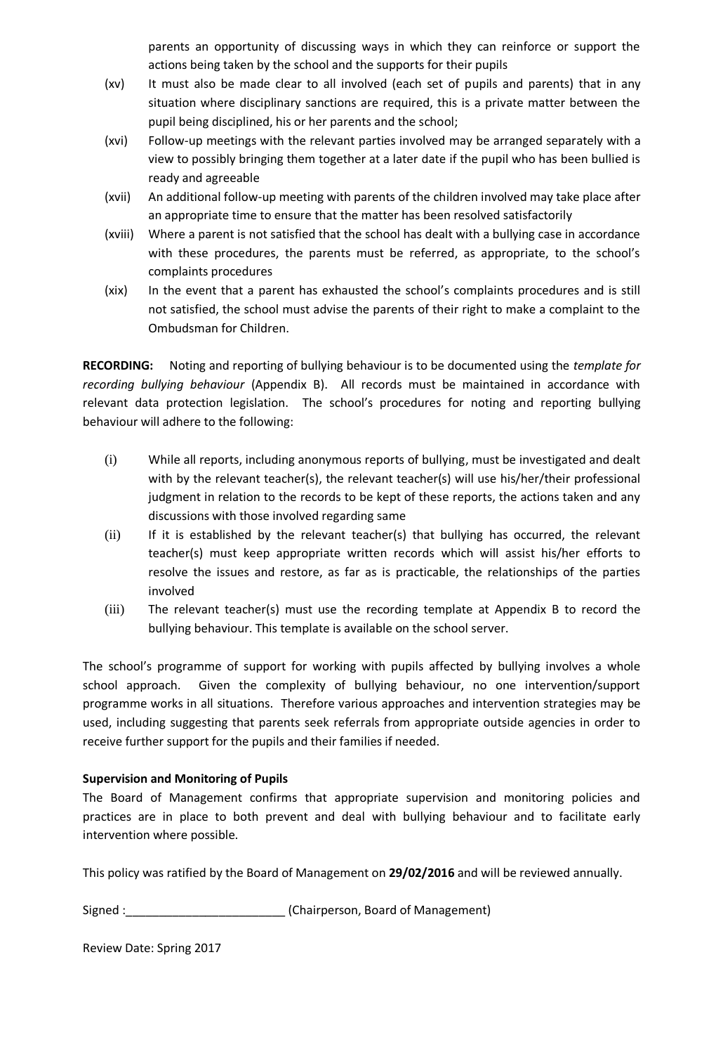parents an opportunity of discussing ways in which they can reinforce or support the actions being taken by the school and the supports for their pupils

(xv) It must also be made clear to all involved (each set of pupils and parents) that in any situation where disciplinary sanctions are required, this is a private matter between the pupil being disciplined, his or her parents and the school;

(xvi) Follow-up meetings with the relevant parties involved may be arranged separately with a view to possibly bringing them together at a later date if the pupil who has been bullied is ready and agreeable

(xvii) An additional follow-up meeting with parents of the children involved may take place after an appropriate time to ensure that the matter has been resolved satisfactorily

(xviii) Where a parent is not satisfied that the school has dealt with a bullying case in accordance with these procedures, the parents must be referred, as appropriate, to the school's complaints procedures

(xix) In the event that a parent has exhausted the school's complaints procedures and is still not satisfied, the school must advise the parents of their right to make a complaint to the Ombudsman for Children.

**RECORDING:** Noting and reporting of bullying behaviour is to be documented using the *template for recording bullying behaviour* (Appendix B). All records must be maintained in accordance with relevant data protection legislation. The school's procedures for noting and reporting bullying behaviour will adhere to the following:

(i) While all reports, including anonymous reports of bullying, must be investigated and dealt with by the relevant teacher(s), the relevant teacher(s) will use his/her/their professional judgment in relation to the records to be kept of these reports, the actions taken and any discussions with those involved regarding same

(ii) If it is established by the relevant teacher(s) that bullying has occurred, the relevant teacher(s) must keep appropriate written records which will assist his/her efforts to resolve the issues and restore, as far as is practicable, the relationships of the parties involved

(iii) The relevant teacher(s) must use the recording template at Appendix B to record the bullying behaviour. This template is available on the school server.

The school's programme of support for working with pupils affected by bullying involves a whole school approach. Given the complexity of bullying behaviour, no one intervention/support programme works in all situations. Therefore various approaches and intervention strategies may be used, including suggesting that parents seek referrals from appropriate outside agencies in order to receive further support for the pupils and their families if needed.

**Supervision and Monitoring of Pupils**

The Board of Management confirms that appropriate supervision and monitoring policies and practices are in place to both prevent and deal with bullying behaviour and to facilitate early intervention where possible.

This policy was ratified by the Board of Management on **29/02/2016** and will be reviewed annually.

Signed :________________________ (Chairperson, Board of Management)

Review Date: Spring 2017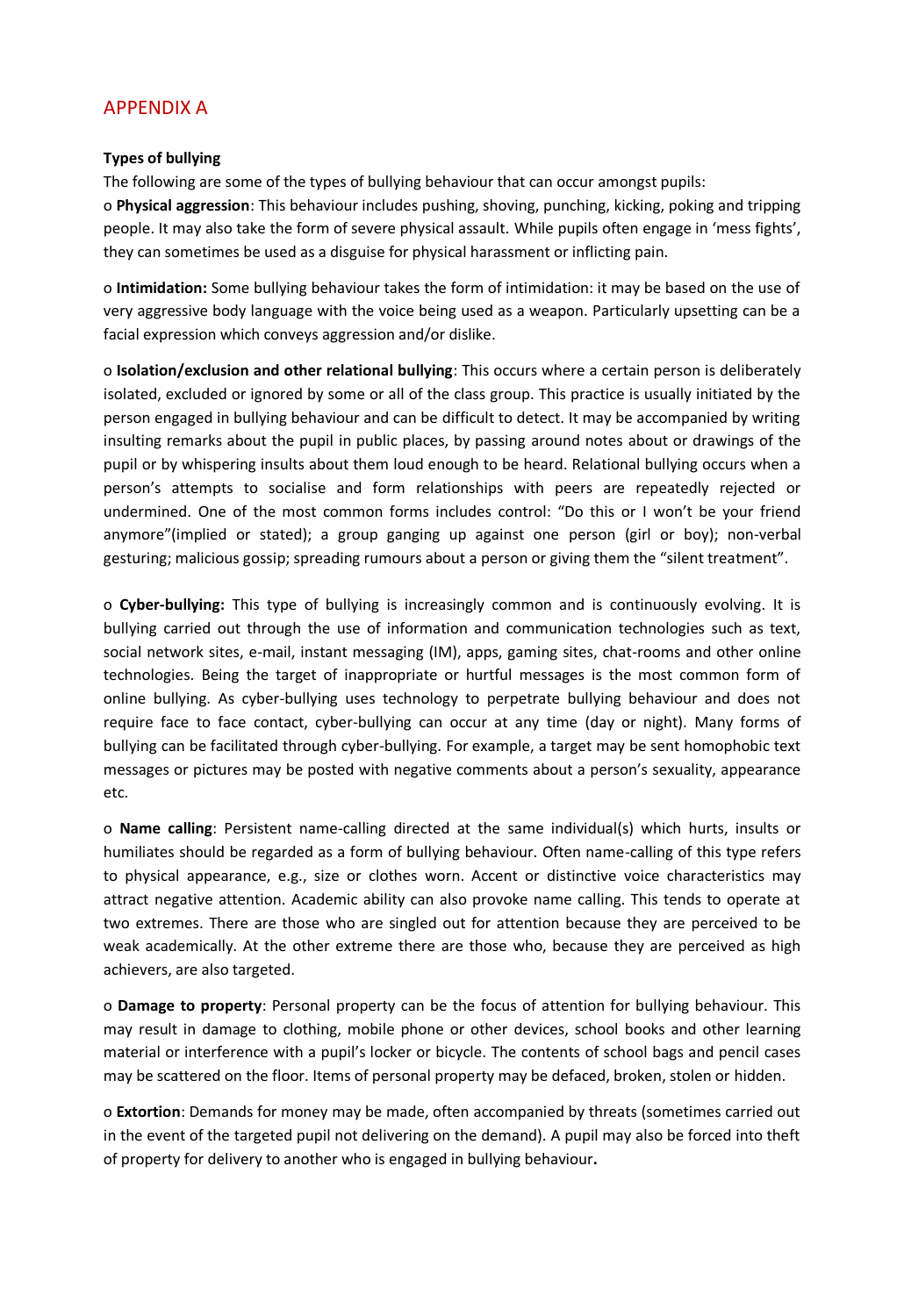## APPENDIX A

**Types of bullying**

The following are some of the types of bullying behaviour that can occur amongst pupils:

o **Physical aggression**: This behaviour includes pushing, shoving, punching, kicking, poking and tripping people. It may also take the form of severe physical assault. While pupils often engage in 'mess fights', they can sometimes be used as a disguise for physical harassment or inflicting pain.

o **Intimidation:** Some bullying behaviour takes the form of intimidation: it may be based on the use of very aggressive body language with the voice being used as a weapon. Particularly upsetting can be a facial expression which conveys aggression and/or dislike.

o **Isolation/exclusion and other relational bullying**: This occurs where a certain person is deliberately isolated, excluded or ignored by some or all of the class group. This practice is usually initiated by the person engaged in bullying behaviour and can be difficult to detect. It may be accompanied by writing insulting remarks about the pupil in public places, by passing around notes about or drawings of the pupil or by whispering insults about them loud enough to be heard. Relational bullying occurs when a person's attempts to socialise and form relationships with peers are repeatedly rejected or undermined. One of the most common forms includes control: "Do this or I won't be your friend anymore"(implied or stated); a group ganging up against one person (girl or boy); non-verbal gesturing; malicious gossip; spreading rumours about a person or giving them the "silent treatment".

o **Cyber-bullying:** This type of bullying is increasingly common and is continuously evolving. It is bullying carried out through the use of information and communication technologies such as text, social network sites, e-mail, instant messaging (IM), apps, gaming sites, chat-rooms and other online technologies. Being the target of inappropriate or hurtful messages is the most common form of online bullying. As cyber-bullying uses technology to perpetrate bullying behaviour and does not require face to face contact, cyber-bullying can occur at any time (day or night). Many forms of bullying can be facilitated through cyber-bullying. For example, a target may be sent homophobic text messages or pictures may be posted with negative comments about a person's sexuality, appearance etc.

o **Name calling**: Persistent name-calling directed at the same individual(s) which hurts, insults or humiliates should be regarded as a form of bullying behaviour. Often name-calling of this type refers to physical appearance, e.g., size or clothes worn. Accent or distinctive voice characteristics may attract negative attention. Academic ability can also provoke name calling. This tends to operate at two extremes. There are those who are singled out for attention because they are perceived to be weak academically. At the other extreme there are those who, because they are perceived as high achievers, are also targeted.

o **Damage to property**: Personal property can be the focus of attention for bullying behaviour. This may result in damage to clothing, mobile phone or other devices, school books and other learning material or interference with a pupil's locker or bicycle. The contents of school bags and pencil cases may be scattered on the floor. Items of personal property may be defaced, broken, stolen or hidden.

o **Extortion**: Demands for money may be made, often accompanied by threats (sometimes carried out in the event of the targeted pupil not delivering on the demand). A pupil may also be forced into theft of property for delivery to another who is engaged in bullying behaviour**.**